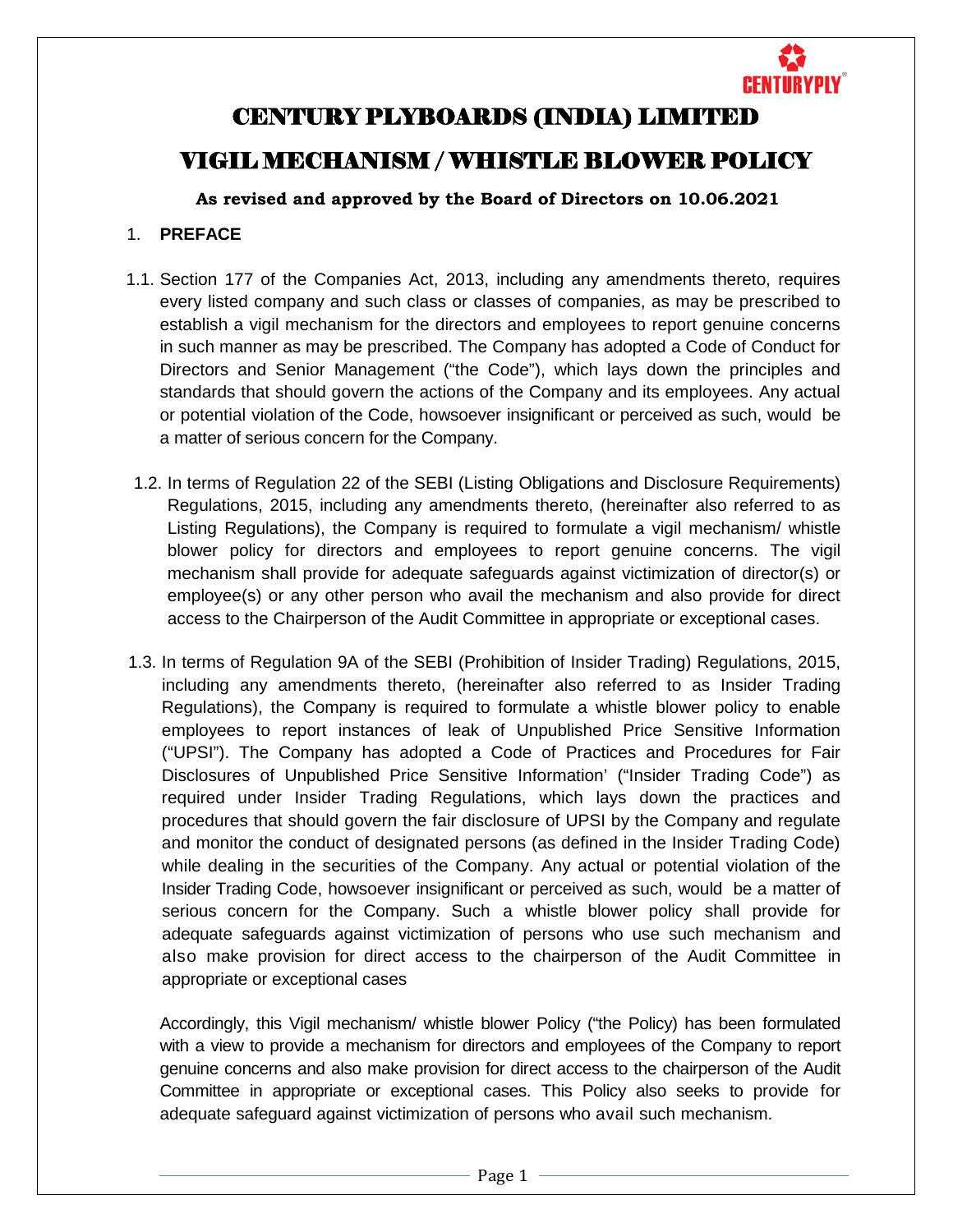# CENTURY PLYBOARDS (INDIA) LIMITED

# VIGIL MECHANISM / WHISTLE BLOWER POLICY

**As revised and approved by the Board of Directors on 10.06.2021**

## 1. PREFACE

1.1. Section 177 of the Companies Act, 2013, including any amendments thereto, requires every listed company and such class or classes of companies, as may be prescribed to establish a vigil mechanism for the directors and employees to report genuine concerns in such manner as may be prescribed. The Company has adopted a Code of Conduct for Directors and Senior Management ("the Code"), which lays down the principles and standards that should govern the actions of the Company and its employees. Any actual or potential violation of the Code, howsoever insignificant or perceived as such, would be a matter of serious concern for the Company.

1.2. In terms of Regulation 22 of the SEBI (Listing Obligations and Disclosure Requirements) Regulations, 2015, including any amendments thereto, (hereinafter also referred to as Listing Regulations), the Company is required to formulate a vigil mechanism/ whistle blower policy for directors and employees to report genuine concerns. The vigil mechanism shall provide for adequate safeguards against victimization of director(s) or employee(s) or any other person who avail the mechanism and also provide for direct access to the Chairperson of the Audit Committee in appropriate or exceptional cases.

1.3. In terms of Regulation 9A of the SEBI (Prohibition of Insider Trading) Regulations, 2015, including any amendments thereto, (hereinafter also referred to as Insider Trading Regulations), the Company is required to formulate a whistle blower policy to enable employees to report instances of leak of Unpublished Price Sensitive Information ("UPSI"). The Company has adopted a Code of Practices and Procedures for Fair Disclosures of Unpublished Price Sensitive Information' ("Insider Trading Code") as required under Insider Trading Regulations, which lays down the practices and procedures that should govern the fair disclosure of UPSI by the Company and regulate and monitor the conduct of designated persons (as defined in the Insider Trading Code) while dealing in the securities of the Company. Any actual or potential violation of the Insider Trading Code, howsoever insignificant or perceived as such, would be a matter of serious concern for the Company. Such a whistle blower policy shall provide for adequate safeguards against victimization of persons who use such mechanism and also make provision for direct access to the chairperson of the Audit Committee in appropriate or exceptional cases

Accordingly, this Vigil mechanism/ whistle blower Policy ("the Policy) has been formulated with a view to provide a mechanism for directors and employees of the Company to report genuine concerns and also make provision for direct access to the chairperson of the Audit Committee in appropriate or exceptional cases. This Policy also seeks to provide for adequate safeguard against victimization of persons who avail such mechanism.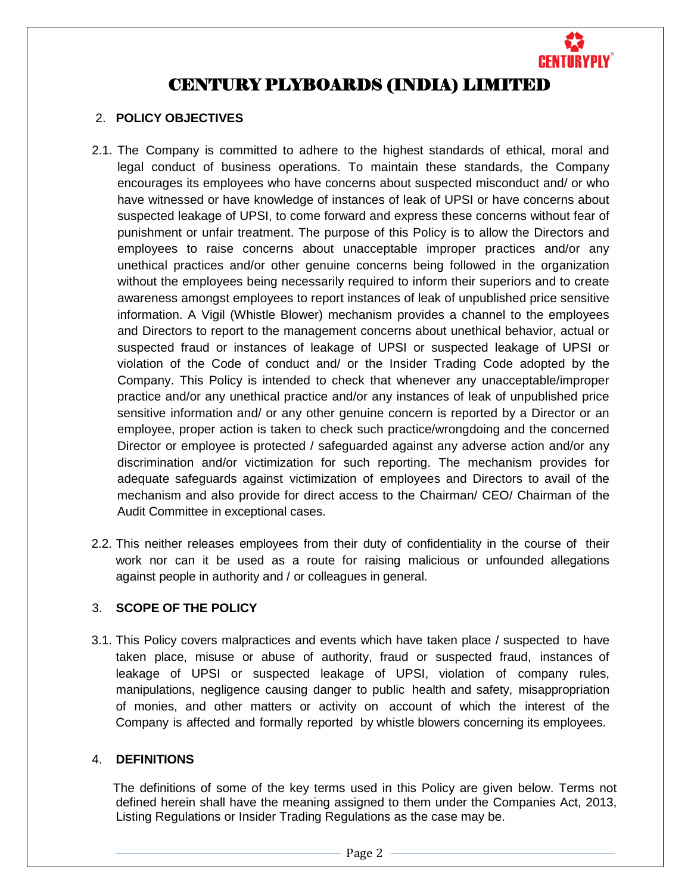## 2. POLICY OBJECTIVES

2.1. The Company is committed to adhere to the highest standards of ethical, moral and legal conduct of business operations. To maintain these standards, the Company encourages its employees who have concerns about suspected misconduct and/ or who have witnessed or have knowledge of instances of leak of UPSI or have concerns about suspected leakage of UPSI, to come forward and express these concerns without fear of punishment or unfair treatment. The purpose of this Policy is to allow the Directors and employees to raise concerns about unacceptable improper practices and/or any unethical practices and/or other genuine concerns being followed in the organization without the employees being necessarily required to inform their superiors and to create awareness amongst employees to report instances of leak of unpublished price sensitive information. A Vigil (Whistle Blower) mechanism provides a channel to the employees and Directors to report to the management concerns about unethical behavior, actual or suspected fraud or instances of leakage of UPSI or suspected leakage of UPSI or violation of the Code of conduct and/ or the Insider Trading Code adopted by the Company. This Policy is intended to check that whenever any unacceptable/improper practice and/or any unethical practice and/or any instances of leak of unpublished price sensitive information and/ or any other genuine concern is reported by a Director or an employee, proper action is taken to check such practice/wrongdoing and the concerned Director or employee is protected / safeguarded against any adverse action and/or any discrimination and/or victimization for such reporting. The mechanism provides for adequate safeguards against victimization of employees and Directors to avail of the mechanism and also provide for direct access to the Chairman/ CEO/ Chairman of the Audit Committee in exceptional cases.

2.2. This neither releases employees from their duty of confidentiality in the course of their work nor can it be used as a route for raising malicious or unfounded allegations against people in authority and / or colleagues in general.

## 3. SCOPE OF THE POLICY

3.1. This Policy covers malpractices and events which have taken place / suspected to have taken place, misuse or abuse of authority, fraud or suspected fraud, instances of leakage of UPSI or suspected leakage of UPSI, violation of company rules, manipulations, negligence causing danger to public health and safety, misappropriation of monies, and other matters or activity on account of which the interest of the Company is affected and formally reported by whistle blowers concerning its employees.

## 4. DEFINITIONS

The definitions of some of the key terms used in this Policy are given below. Terms not defined herein shall have the meaning assigned to them under the Companies Act, 2013, Listing Regulations or Insider Trading Regulations as the case may be.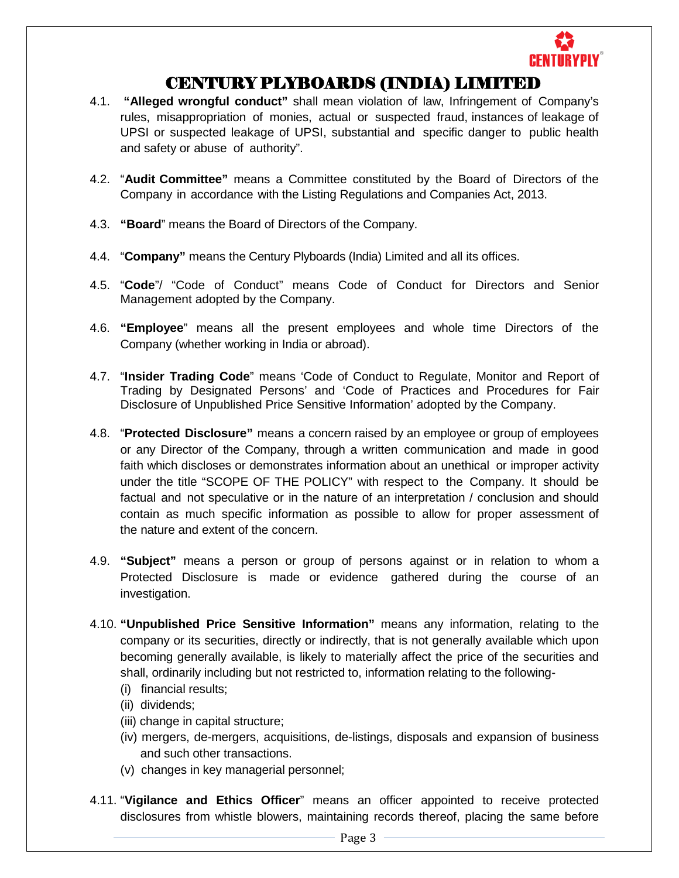4.1. **"Alleged wrongful conduct"** shall mean violation of law, Infringement of Company's rules, misappropriation of monies, actual or suspected fraud, instances of leakage of UPSI or suspected leakage of UPSI, substantial and specific danger to public health and safety or abuse of authority".

4.2. "**Audit Committee"** means a Committee constituted by the Board of Directors of the Company in accordance with the Listing Regulations and Companies Act, 2013.

4.3. **"Board**" means the Board of Directors of the Company.

4.4. "**Company"** means the Century Plyboards (India) Limited and all its offices.

4.5. "**Code**"/ "Code of Conduct" means Code of Conduct for Directors and Senior Management adopted by the Company.

4.6. **"Employee**" means all the present employees and whole time Directors of the Company (whether working in India or abroad).

4.7. "**Insider Trading Code**" means 'Code of Conduct to Regulate, Monitor and Report of Trading by Designated Persons' and 'Code of Practices and Procedures for Fair Disclosure of Unpublished Price Sensitive Information' adopted by the Company.

4.8. "**Protected Disclosure"** means a concern raised by an employee or group of employees or any Director of the Company, through a written communication and made in good faith which discloses or demonstrates information about an unethical or improper activity under the title "SCOPE OF THE POLICY" with respect to the Company. It should be factual and not speculative or in the nature of an interpretation / conclusion and should contain as much specific information as possible to allow for proper assessment of the nature and extent of the concern.

4.9. **"Subject"** means a person or group of persons against or in relation to whom a Protected Disclosure is made or evidence gathered during the course of an investigation.

4.10. **"Unpublished Price Sensitive Information"** means any information, relating to the company or its securities, directly or indirectly, that is not generally available which upon becoming generally available, is likely to materially affect the price of the securities and shall, ordinarily including but not restricted to, information relating to the following-

(i) financial results;
(ii) dividends;
(iii) change in capital structure;
(iv) mergers, de-mergers, acquisitions, de-listings, disposals and expansion of business and such other transactions.
(v) changes in key managerial personnel;

4.11. "**Vigilance and Ethics Officer**" means an officer appointed to receive protected disclosures from whistle blowers, maintaining records thereof, placing the same before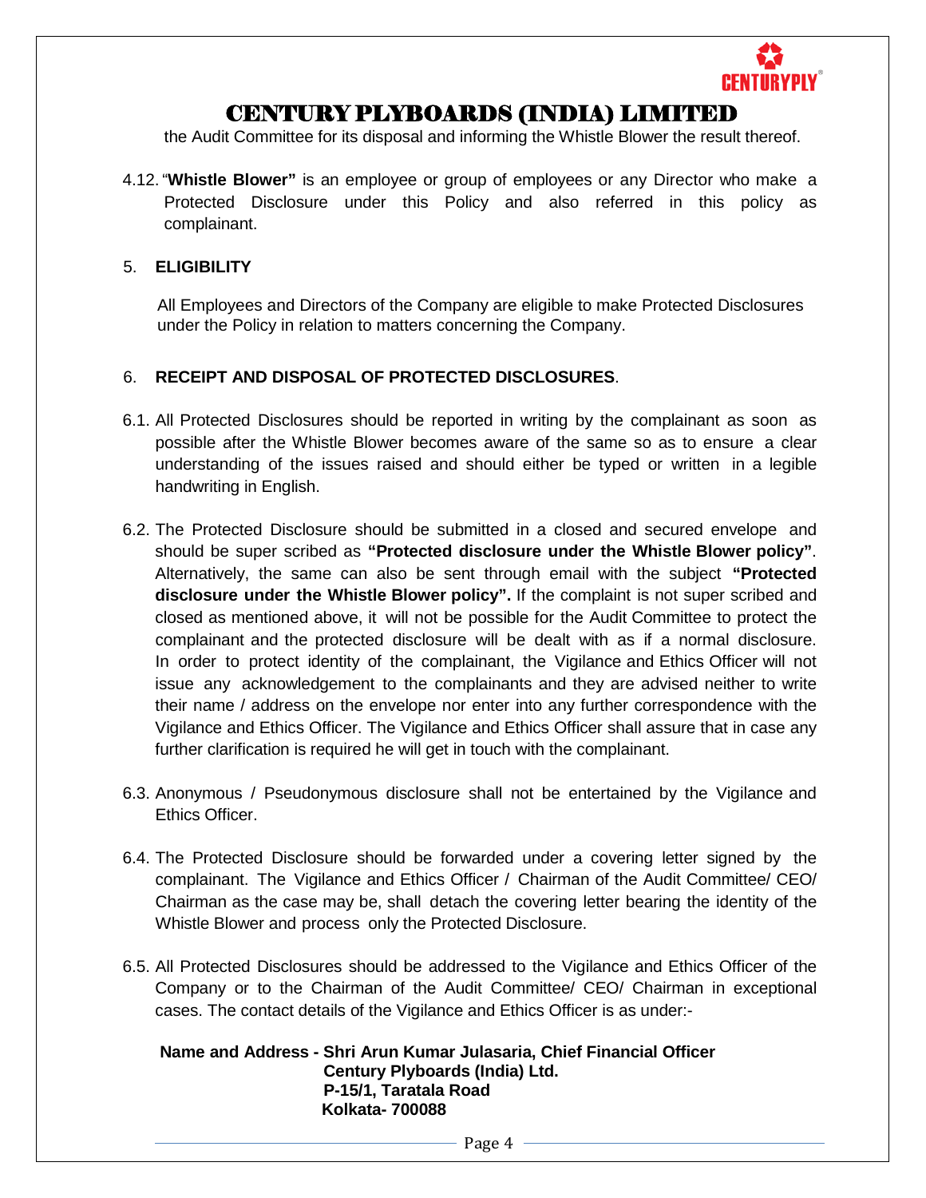the Audit Committee for its disposal and informing the Whistle Blower the result thereof.

4.12. "**Whistle Blower"** is an employee or group of employees or any Director who make a Protected Disclosure under this Policy and also referred in this policy as complainant.

## 5. ELIGIBILITY

All Employees and Directors of the Company are eligible to make Protected Disclosures under the Policy in relation to matters concerning the Company.

## 6. RECEIPT AND DISPOSAL OF PROTECTED DISCLOSURES.

6.1. All Protected Disclosures should be reported in writing by the complainant as soon as possible after the Whistle Blower becomes aware of the same so as to ensure a clear understanding of the issues raised and should either be typed or written in a legible handwriting in English.

6.2. The Protected Disclosure should be submitted in a closed and secured envelope and should be super scribed as **"Protected disclosure under the Whistle Blower policy"**. Alternatively, the same can also be sent through email with the subject **"Protected disclosure under the Whistle Blower policy".** If the complaint is not super scribed and closed as mentioned above, it will not be possible for the Audit Committee to protect the complainant and the protected disclosure will be dealt with as if a normal disclosure. In order to protect identity of the complainant, the Vigilance and Ethics Officer will not issue any acknowledgement to the complainants and they are advised neither to write their name / address on the envelope nor enter into any further correspondence with the Vigilance and Ethics Officer. The Vigilance and Ethics Officer shall assure that in case any further clarification is required he will get in touch with the complainant.

6.3. Anonymous / Pseudonymous disclosure shall not be entertained by the Vigilance and Ethics Officer.

6.4. The Protected Disclosure should be forwarded under a covering letter signed by the complainant. The Vigilance and Ethics Officer / Chairman of the Audit Committee/ CEO/ Chairman as the case may be, shall detach the covering letter bearing the identity of the Whistle Blower and process only the Protected Disclosure.

6.5. All Protected Disclosures should be addressed to the Vigilance and Ethics Officer of the Company or to the Chairman of the Audit Committee/ CEO/ Chairman in exceptional cases. The contact details of the Vigilance and Ethics Officer is as under:-

**Name and Address - Shri Arun Kumar Julasaria, Chief Financial Officer**
**Century Plyboards (India) Ltd.**
**P-15/1, Taratala Road**
**Kolkata- 700088**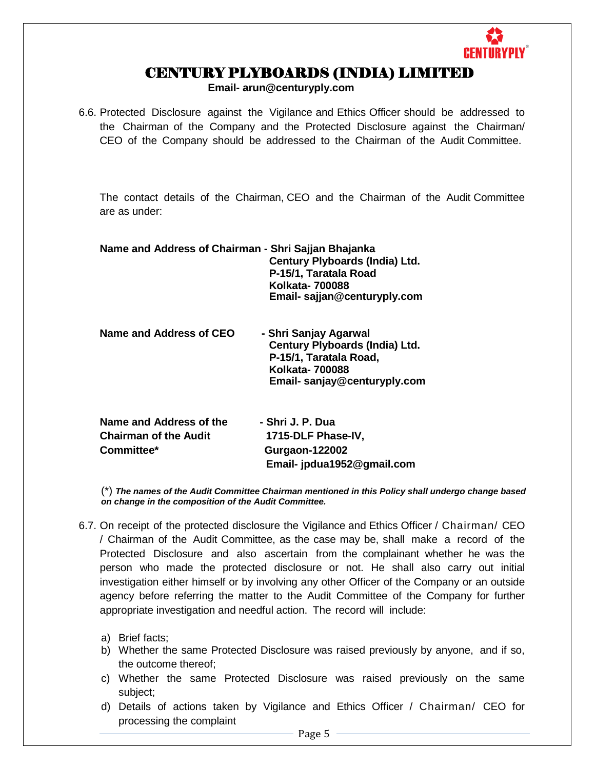**Email- arun@centuryply.com**

6.6. Protected Disclosure against the Vigilance and Ethics Officer should be addressed to the Chairman of the Company and the Protected Disclosure against the Chairman/ CEO of the Company should be addressed to the Chairman of the Audit Committee.

The contact details of the Chairman, CEO and the Chairman of the Audit Committee are as under:

**Name and Address of Chairman - Shri Sajjan Bhajanka**
**Century Plyboards (India) Ltd.**
**P-15/1, Taratala Road**
**Kolkata- 700088**
**Email- sajjan@centuryply.com**

**Name and Address of CEO - Shri Sanjay Agarwal**
**Century Plyboards (India) Ltd.**
**P-15/1, Taratala Road,**
**Kolkata- 700088**
**Email- sanjay@centuryply.com**

**Name and Address of the Chairman of the Audit Committee* - Shri J. P. Dua**
**1715-DLF Phase-IV,**
**Gurgaon-122002**
**Email- jpdua1952@gmail.com**

(*) ***The names of the Audit Committee Chairman mentioned in this Policy shall undergo change based on change in the composition of the Audit Committee.***

6.7. On receipt of the protected disclosure the Vigilance and Ethics Officer / Chairman/ CEO / Chairman of the Audit Committee, as the case may be, shall make a record of the Protected Disclosure and also ascertain from the complainant whether he was the person who made the protected disclosure or not. He shall also carry out initial investigation either himself or by involving any other Officer of the Company or an outside agency before referring the matter to the Audit Committee of the Company for further appropriate investigation and needful action. The record will include:

a) Brief facts;
b) Whether the same Protected Disclosure was raised previously by anyone, and if so, the outcome thereof;
c) Whether the same Protected Disclosure was raised previously on the same subject;
d) Details of actions taken by Vigilance and Ethics Officer / Chairman/ CEO for processing the complaint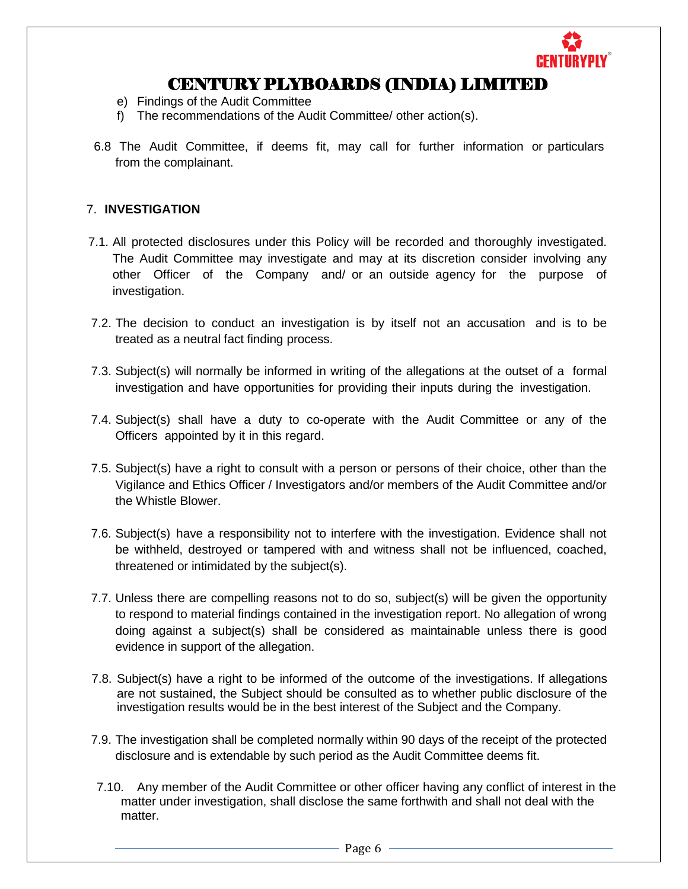e) Findings of the Audit Committee
f) The recommendations of the Audit Committee/ other action(s).

6.8 The Audit Committee, if deems fit, may call for further information or particulars from the complainant.

## 7. INVESTIGATION

7.1. All protected disclosures under this Policy will be recorded and thoroughly investigated. The Audit Committee may investigate and may at its discretion consider involving any other Officer of the Company and/ or an outside agency for the purpose of investigation.

7.2. The decision to conduct an investigation is by itself not an accusation and is to be treated as a neutral fact finding process.

7.3. Subject(s) will normally be informed in writing of the allegations at the outset of a formal investigation and have opportunities for providing their inputs during the investigation.

7.4. Subject(s) shall have a duty to co-operate with the Audit Committee or any of the Officers appointed by it in this regard.

7.5. Subject(s) have a right to consult with a person or persons of their choice, other than the Vigilance and Ethics Officer / Investigators and/or members of the Audit Committee and/or the Whistle Blower.

7.6. Subject(s) have a responsibility not to interfere with the investigation. Evidence shall not be withheld, destroyed or tampered with and witness shall not be influenced, coached, threatened or intimidated by the subject(s).

7.7. Unless there are compelling reasons not to do so, subject(s) will be given the opportunity to respond to material findings contained in the investigation report. No allegation of wrong doing against a subject(s) shall be considered as maintainable unless there is good evidence in support of the allegation.

7.8. Subject(s) have a right to be informed of the outcome of the investigations. If allegations are not sustained, the Subject should be consulted as to whether public disclosure of the investigation results would be in the best interest of the Subject and the Company.

7.9. The investigation shall be completed normally within 90 days of the receipt of the protected disclosure and is extendable by such period as the Audit Committee deems fit.

7.10. Any member of the Audit Committee or other officer having any conflict of interest in the matter under investigation, shall disclose the same forthwith and shall not deal with the matter.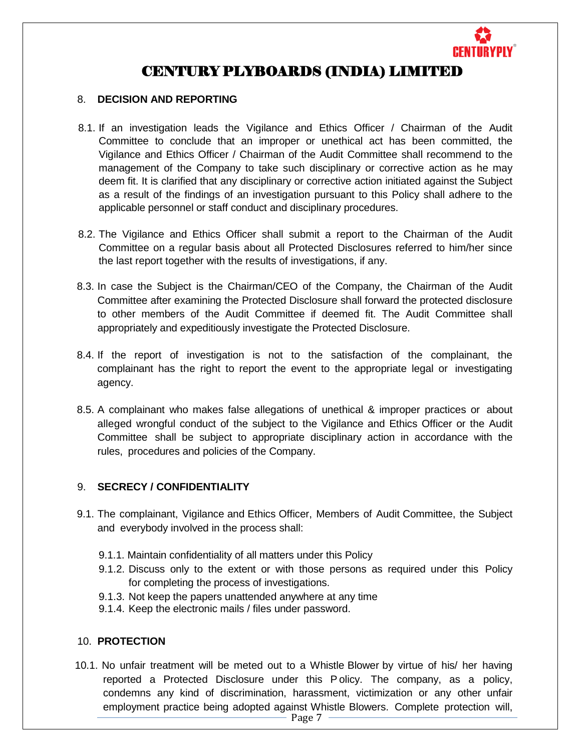## 8. DECISION AND REPORTING

8.1. If an investigation leads the Vigilance and Ethics Officer / Chairman of the Audit Committee to conclude that an improper or unethical act has been committed, the Vigilance and Ethics Officer / Chairman of the Audit Committee shall recommend to the management of the Company to take such disciplinary or corrective action as he may deem fit. It is clarified that any disciplinary or corrective action initiated against the Subject as a result of the findings of an investigation pursuant to this Policy shall adhere to the applicable personnel or staff conduct and disciplinary procedures.

8.2. The Vigilance and Ethics Officer shall submit a report to the Chairman of the Audit Committee on a regular basis about all Protected Disclosures referred to him/her since the last report together with the results of investigations, if any.

8.3. In case the Subject is the Chairman/CEO of the Company, the Chairman of the Audit Committee after examining the Protected Disclosure shall forward the protected disclosure to other members of the Audit Committee if deemed fit. The Audit Committee shall appropriately and expeditiously investigate the Protected Disclosure.

8.4. If the report of investigation is not to the satisfaction of the complainant, the complainant has the right to report the event to the appropriate legal or investigating agency.

8.5. A complainant who makes false allegations of unethical & improper practices or about alleged wrongful conduct of the subject to the Vigilance and Ethics Officer or the Audit Committee shall be subject to appropriate disciplinary action in accordance with the rules, procedures and policies of the Company.

## 9. SECRECY / CONFIDENTIALITY

9.1. The complainant, Vigilance and Ethics Officer, Members of Audit Committee, the Subject and everybody involved in the process shall:

- 9.1.1. Maintain confidentiality of all matters under this Policy
- 9.1.2. Discuss only to the extent or with those persons as required under this Policy for completing the process of investigations.
- 9.1.3. Not keep the papers unattended anywhere at any time
- 9.1.4. Keep the electronic mails / files under password.

## 10. PROTECTION

10.1. No unfair treatment will be meted out to a Whistle Blower by virtue of his/ her having reported a Protected Disclosure under this Policy. The company, as a policy, condemns any kind of discrimination, harassment, victimization or any other unfair employment practice being adopted against Whistle Blowers. Complete protection will,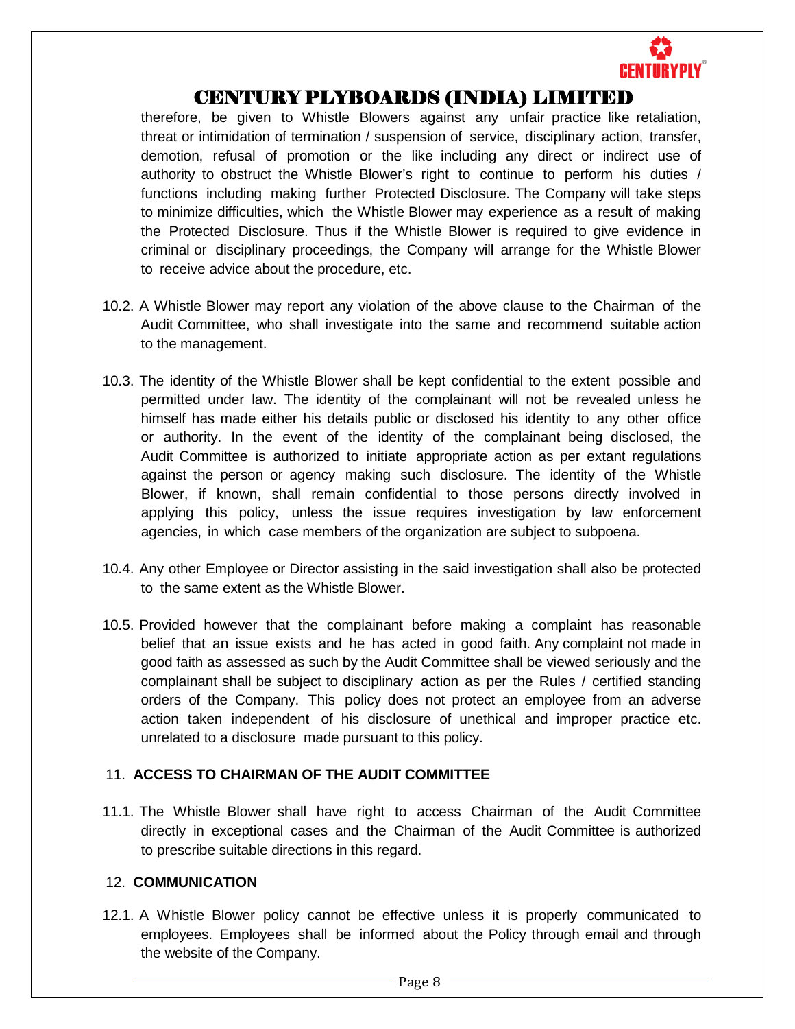therefore, be given to Whistle Blowers against any unfair practice like retaliation, threat or intimidation of termination / suspension of service, disciplinary action, transfer, demotion, refusal of promotion or the like including any direct or indirect use of authority to obstruct the Whistle Blower's right to continue to perform his duties / functions including making further Protected Disclosure. The Company will take steps to minimize difficulties, which the Whistle Blower may experience as a result of making the Protected Disclosure. Thus if the Whistle Blower is required to give evidence in criminal or disciplinary proceedings, the Company will arrange for the Whistle Blower to receive advice about the procedure, etc.

10.2. A Whistle Blower may report any violation of the above clause to the Chairman of the Audit Committee, who shall investigate into the same and recommend suitable action to the management.

10.3. The identity of the Whistle Blower shall be kept confidential to the extent possible and permitted under law. The identity of the complainant will not be revealed unless he himself has made either his details public or disclosed his identity to any other office or authority. In the event of the identity of the complainant being disclosed, the Audit Committee is authorized to initiate appropriate action as per extant regulations against the person or agency making such disclosure. The identity of the Whistle Blower, if known, shall remain confidential to those persons directly involved in applying this policy, unless the issue requires investigation by law enforcement agencies, in which case members of the organization are subject to subpoena.

10.4. Any other Employee or Director assisting in the said investigation shall also be protected to the same extent as the Whistle Blower.

10.5. Provided however that the complainant before making a complaint has reasonable belief that an issue exists and he has acted in good faith. Any complaint not made in good faith as assessed as such by the Audit Committee shall be viewed seriously and the complainant shall be subject to disciplinary action as per the Rules / certified standing orders of the Company. This policy does not protect an employee from an adverse action taken independent of his disclosure of unethical and improper practice etc. unrelated to a disclosure made pursuant to this policy.

## 11. ACCESS TO CHAIRMAN OF THE AUDIT COMMITTEE

11.1. The Whistle Blower shall have right to access Chairman of the Audit Committee directly in exceptional cases and the Chairman of the Audit Committee is authorized to prescribe suitable directions in this regard.

## 12. COMMUNICATION

12.1. A Whistle Blower policy cannot be effective unless it is properly communicated to employees. Employees shall be informed about the Policy through email and through the website of the Company.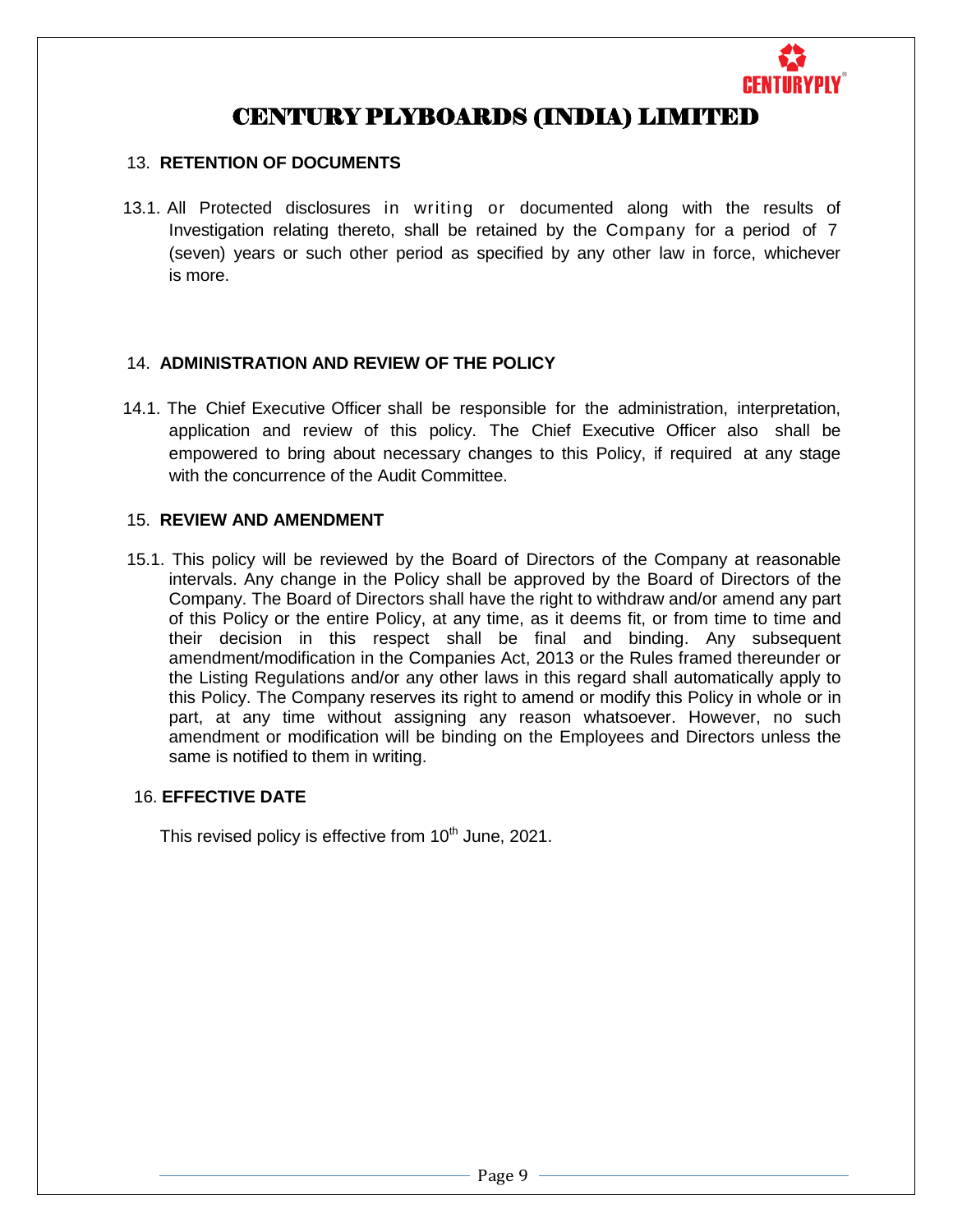## 13. RETENTION OF DOCUMENTS

13.1. All Protected disclosures in writing or documented along with the results of Investigation relating thereto, shall be retained by the Company for a period of 7 (seven) years or such other period as specified by any other law in force, whichever is more.

## 14. ADMINISTRATION AND REVIEW OF THE POLICY

14.1. The Chief Executive Officer shall be responsible for the administration, interpretation, application and review of this policy. The Chief Executive Officer also shall be empowered to bring about necessary changes to this Policy, if required at any stage with the concurrence of the Audit Committee.

## 15. REVIEW AND AMENDMENT

15.1. This policy will be reviewed by the Board of Directors of the Company at reasonable intervals. Any change in the Policy shall be approved by the Board of Directors of the Company. The Board of Directors shall have the right to withdraw and/or amend any part of this Policy or the entire Policy, at any time, as it deems fit, or from time to time and their decision in this respect shall be final and binding. Any subsequent amendment/modification in the Companies Act, 2013 or the Rules framed thereunder or the Listing Regulations and/or any other laws in this regard shall automatically apply to this Policy. The Company reserves its right to amend or modify this Policy in whole or in part, at any time without assigning any reason whatsoever. However, no such amendment or modification will be binding on the Employees and Directors unless the same is notified to them in writing.

## 16. EFFECTIVE DATE

This revised policy is effective from 10th June, 2021.